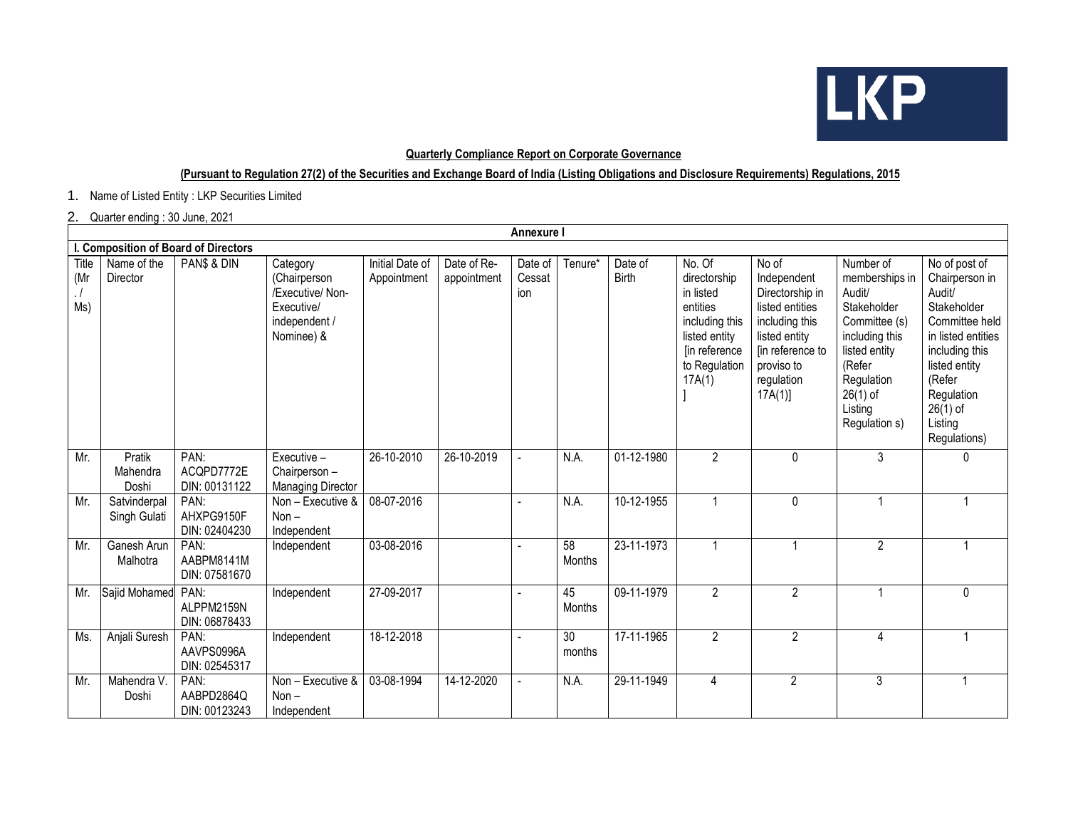**Quarterly Compliance Report on Corporate Governance**

**(Pursuant to Regulation 27(2) of the Securities and Exchange Board of India (Listing Obligations and Disclosure Requirements) Regulations, 2015**

1. Name of Listed Entity : LKP Securities Limited
2. Quarter ending : 30 June, 2021

**Annexure I**

**I. Composition of Board of Directors**

| Title (Mr. / Ms) | Name of the Director | PAN$ & DIN | Category (Chairperson /Executive/ Non-Executive/ independent / Nominee) & | Initial Date of Appointment | Date of Re-appointment | Date of Cessation | Tenure* | Date of Birth | No. Of directorship in listed entities including this listed entity [in reference to Regulation 17A(1) ] | No of Independent Directorship in listed entities including this listed entity [in reference to proviso to regulation 17A(1)] | Number of memberships in Audit/ Stakeholder Committee (s) including this listed entity (Refer Regulation 26(1) of Listing Regulation s) | No of post of Chairperson in Audit/ Stakeholder Committee held in listed entities including this listed entity (Refer Regulation 26(1) of Listing Regulations) |
|---|---|---|---|---|---|---|---|---|---|---|---|---|
| Mr. | Pratik Mahendra Doshi | PAN: ACQPD7772E DIN: 00131122 | Executive – Chairperson – Managing Director | 26-10-2010 | 26-10-2019 | - | N.A. | 01-12-1980 | 2 | 0 | 3 | 0 |
| Mr. | Satvinderpal Singh Gulati | PAN: AHXPG9150F DIN: 02404230 | Non – Executive & Non – Independent | 08-07-2016 | | - | N.A. | 10-12-1955 | 1 | 0 | 1 | 1 |
| Mr. | Ganesh Arun Malhotra | PAN: AABPM8141M DIN: 07581670 | Independent | 03-08-2016 | | - | 58 Months | 23-11-1973 | 1 | 1 | 2 | 1 |
| Mr. | Sajid Mohamed | PAN: ALPPM2159N DIN: 06878433 | Independent | 27-09-2017 | | - | 45 Months | 09-11-1979 | 2 | 2 | 1 | 0 |
| Ms. | Anjali Suresh | PAN: AAVPS0996A DIN: 02545317 | Independent | 18-12-2018 | | - | 30 months | 17-11-1965 | 2 | 2 | 4 | 1 |
| Mr. | Mahendra V. Doshi | PAN: AABPD2864Q DIN: 00123243 | Non – Executive & Non – Independent | 03-08-1994 | 14-12-2020 | - | N.A. | 29-11-1949 | 4 | 2 | 3 | 1 |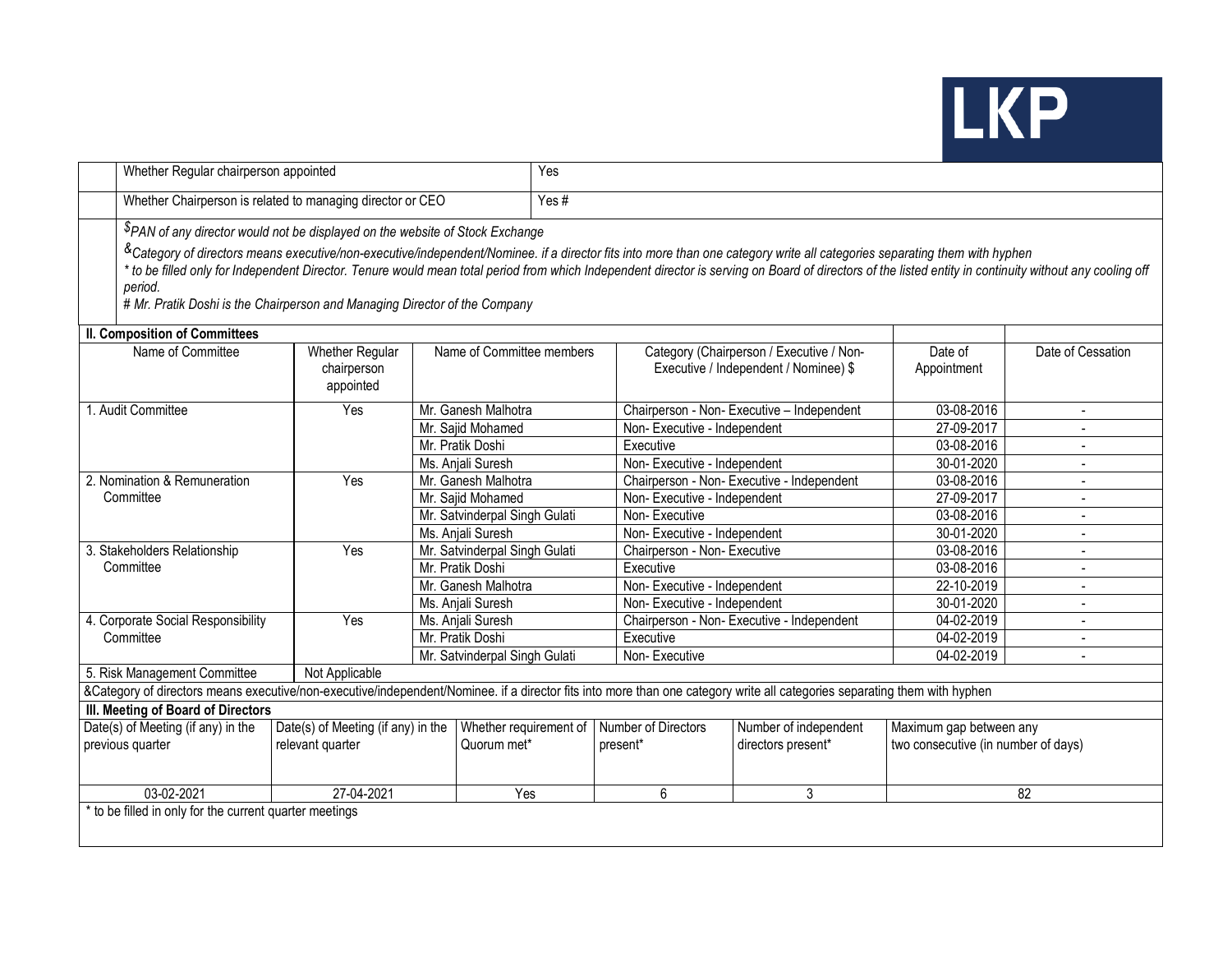| | Whether Regular chairperson appointed | Yes |
|---|---|---|
| | Whether Chairperson is related to managing director or CEO | Yes # |

*$PAN of any director would not be displayed on the website of Stock Exchange*

*&Category of directors means executive/non-executive/independent/Nominee. if a director fits into more than one category write all categories separating them with hyphen*

*\* to be filled only for Independent Director. Tenure would mean total period from which Independent director is serving on Board of directors of the listed entity in continuity without any cooling off period.*

*# Mr. Pratik Doshi is the Chairperson and Managing Director of the Company*

**II. Composition of Committees**

| Name of Committee | Whether Regular chairperson appointed | Name of Committee members | Category (Chairperson / Executive / Non-Executive / Independent / Nominee) $ | Date of Appointment | Date of Cessation |
|---|---|---|---|---|---|
| 1. Audit Committee | Yes | Mr. Ganesh Malhotra | Chairperson - Non- Executive – Independent | 03-08-2016 | - |
| | | Mr. Sajid Mohamed | Non- Executive - Independent | 27-09-2017 | - |
| | | Mr. Pratik Doshi | Executive | 03-08-2016 | - |
| | | Ms. Anjali Suresh | Non- Executive - Independent | 30-01-2020 | - |
| 2. Nomination & Remuneration Committee | Yes | Mr. Ganesh Malhotra | Chairperson - Non- Executive - Independent | 03-08-2016 | - |
| | | Mr. Sajid Mohamed | Non- Executive - Independent | 27-09-2017 | - |
| | | Mr. Satvinderpal Singh Gulati | Non- Executive | 03-08-2016 | - |
| | | Ms. Anjali Suresh | Non- Executive - Independent | 30-01-2020 | - |
| 3. Stakeholders Relationship Committee | Yes | Mr. Satvinderpal Singh Gulati | Chairperson - Non- Executive | 03-08-2016 | - |
| | | Mr. Pratik Doshi | Executive | 03-08-2016 | - |
| | | Mr. Ganesh Malhotra | Non- Executive - Independent | 22-10-2019 | - |
| | | Ms. Anjali Suresh | Non- Executive - Independent | 30-01-2020 | - |
| 4. Corporate Social Responsibility Committee | Yes | Ms. Anjali Suresh | Chairperson - Non- Executive - Independent | 04-02-2019 | - |
| | | Mr. Pratik Doshi | Executive | 04-02-2019 | - |
| | | Mr. Satvinderpal Singh Gulati | Non- Executive | 04-02-2019 | - |
| 5. Risk Management Committee | Not Applicable | | | | |

&Category of directors means executive/non-executive/independent/Nominee. if a director fits into more than one category write all categories separating them with hyphen

**III. Meeting of Board of Directors**

| Date(s) of Meeting (if any) in the previous quarter | Date(s) of Meeting (if any) in the relevant quarter | Whether requirement of Quorum met* | Number of Directors present* | Number of independent directors present* | Maximum gap between any two consecutive (in number of days) |
|---|---|---|---|---|---|
| 03-02-2021 | 27-04-2021 | Yes | 6 | 3 | 82 |

\* to be filled in only for the current quarter meetings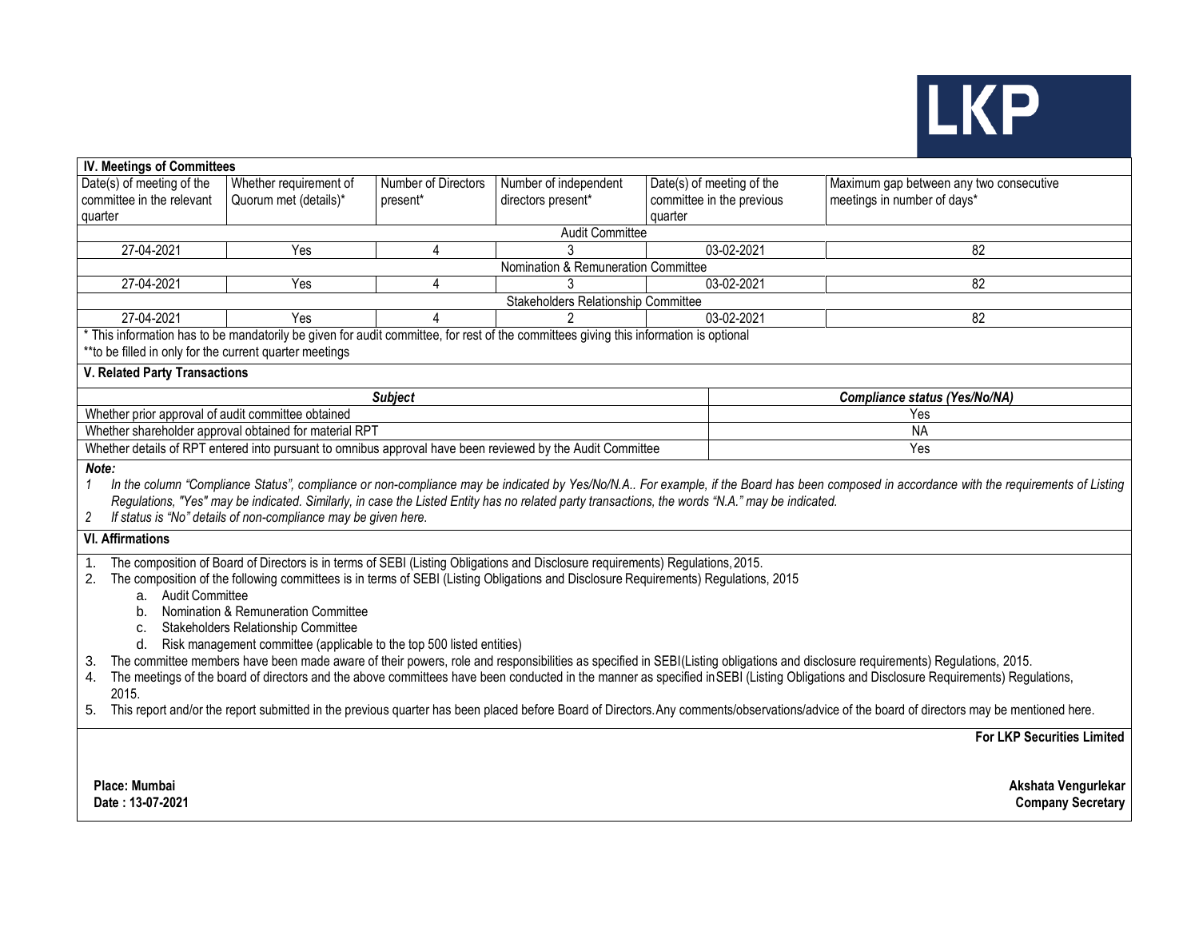LKP

### IV. Meetings of Committees

| Date(s) of meeting of the committee in the relevant quarter | Whether requirement of Quorum met (details)* | Number of Directors present* | Number of independent directors present* | Date(s) of meeting of the committee in the previous quarter | Maximum gap between any two consecutive meetings in number of days* |
|---|---|---|---|---|---|
| Audit Committee | | | | | |
| 27-04-2021 | Yes | 4 | 3 | 03-02-2021 | 82 |
| Nomination & Remuneration Committee | | | | | |
| 27-04-2021 | Yes | 4 | 3 | 03-02-2021 | 82 |
| Stakeholders Relationship Committee | | | | | |
| 27-04-2021 | Yes | 4 | 2 | 03-02-2021 | 82 |

* This information has to be mandatorily be given for audit committee, for rest of the committees giving this information is optional

**to be filled in only for the current quarter meetings

### V. Related Party Transactions

| *Subject* | *Compliance status (Yes/No/NA)* |
|---|---|
| Whether prior approval of audit committee obtained | Yes |
| Whether shareholder approval obtained for material RPT | NA |
| Whether details of RPT entered into pursuant to omnibus approval have been reviewed by the Audit Committee | Yes |

***Note:***

1. *In the column "Compliance Status", compliance or non-compliance may be indicated by Yes/No/N.A.. For example, if the Board has been composed in accordance with the requirements of Listing Regulations, "Yes" may be indicated. Similarly, in case the Listed Entity has no related party transactions, the words "N.A." may be indicated.*
2. *If status is "No" details of non-compliance may be given here.*

### VI. Affirmations

1. The composition of Board of Directors is in terms of SEBI (Listing Obligations and Disclosure requirements) Regulations, 2015.
2. The composition of the following committees is in terms of SEBI (Listing Obligations and Disclosure Requirements) Regulations, 2015
   a. Audit Committee
   b. Nomination & Remuneration Committee
   c. Stakeholders Relationship Committee
   d. Risk management committee (applicable to the top 500 listed entities)
3. The committee members have been made aware of their powers, role and responsibilities as specified in SEBI(Listing obligations and disclosure requirements) Regulations, 2015.
4. The meetings of the board of directors and the above committees have been conducted in the manner as specified in SEBI (Listing Obligations and Disclosure Requirements) Regulations, 2015.
5. This report and/or the report submitted in the previous quarter has been placed before Board of Directors. Any comments/observations/advice of the board of directors may be mentioned here.

**For LKP Securities Limited**

**Place: Mumbai**
**Date : 13-07-2021**

**Akshata Vengurlekar**
**Company Secretary**